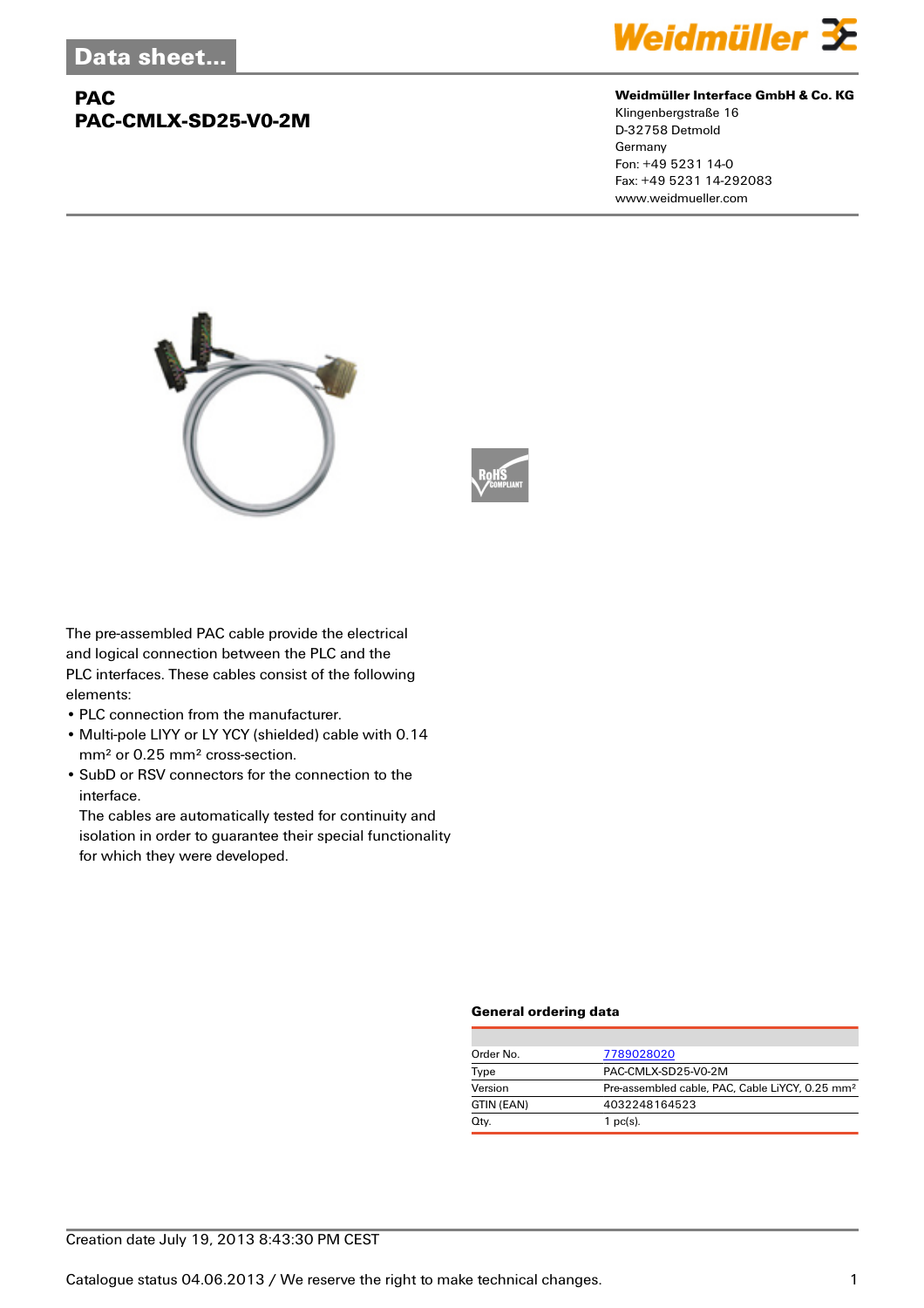Data sheet...

# PAC
## PAC-CMLX-SD25-V0-2M

**Weidmüller Interface GmbH & Co. KG**
Klingenbergstraße 16
D-32758 Detmold
Germany
Fon: +49 5231 14-0
Fax: +49 5231 14-292083
www.weidmueller.com

The pre-assembled PAC cable provide the electrical and logical connection between the PLC and the PLC interfaces. These cables consist of the following elements:

- PLC connection from the manufacturer.
- Multi-pole LIYY or LY YCY (shielded) cable with 0.14 mm² or 0.25 mm² cross-section.
- SubD or RSV connectors for the connection to the interface.
  The cables are automatically tested for continuity and isolation in order to guarantee their special functionality for which they were developed.

### General ordering data

| | |
|---|---|
| Order No. | 7789028020 |
| Type | PAC-CMLX-SD25-V0-2M |
| Version | Pre-assembled cable, PAC, Cable LiYCY, 0.25 mm² |
| GTIN (EAN) | 4032248164523 |
| Qty. | 1 pc(s). |

Creation date July 19, 2013 8:43:30 PM CEST

Catalogue status 04.06.2013 / We reserve the right to make technical changes.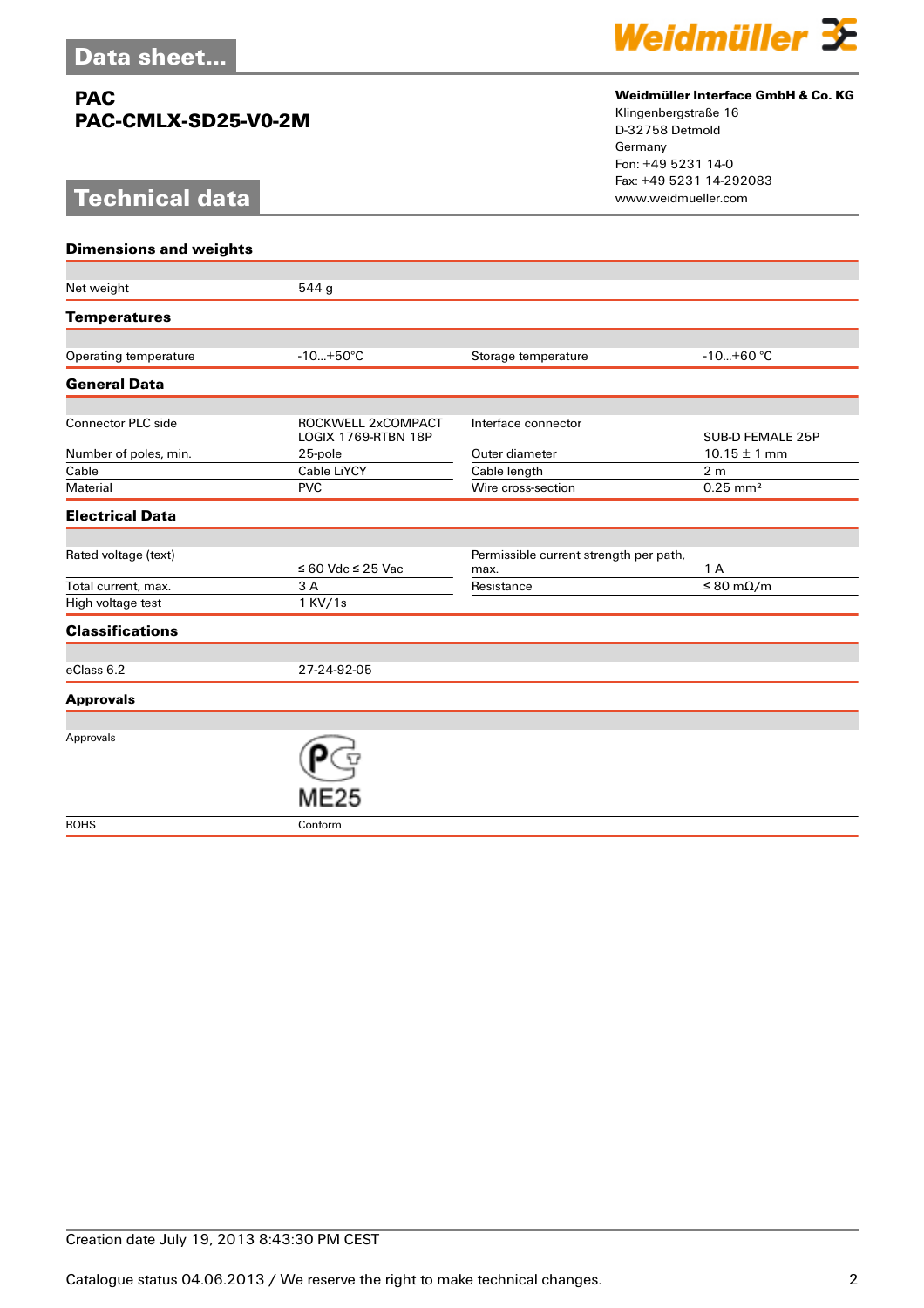# Data sheet...

**PAC**
**PAC-CMLX-SD25-V0-2M**

**Weidmüller Interface GmbH & Co. KG**
Klingenbergstraße 16
D-32758 Detmold
Germany
Fon: +49 5231 14-0
Fax: +49 5231 14-292083
www.weidmueller.com

## Technical data

### Dimensions and weights

| | | | |
|---|---|---|---|
| Net weight | 544 g | | |

### Temperatures

| | | | |
|---|---|---|---|
| Operating temperature | -10...+50°C | Storage temperature | -10...+60 °C |

### General Data

| | | | |
|---|---|---|---|
| Connector PLC side | ROCKWELL 2xCOMPACT LOGIX 1769-RTBN 18P | Interface connector | SUB-D FEMALE 25P |
| Number of poles, min. | 25-pole | Outer diameter | 10.15 ± 1 mm |
| Cable | Cable LiYCY | Cable length | 2 m |
| Material | PVC | Wire cross-section | 0.25 mm² |

### Electrical Data

| | | | |
|---|---|---|---|
| Rated voltage (text) | ≤ 60 Vdc ≤ 25 Vac | Permissible current strength per path, max. | 1 A |
| Total current, max. | 3 A | Resistance | ≤ 80 mΩ/m |
| High voltage test | 1 KV/1s | | |

### Classifications

| | |
|---|---|
| eClass 6.2 | 27-24-92-05 |

### Approvals

| | |
|---|---|
| Approvals | ME25 |
| ROHS | Conform |

Creation date July 19, 2013 8:43:30 PM CEST

Catalogue status 04.06.2013 / We reserve the right to make technical changes.